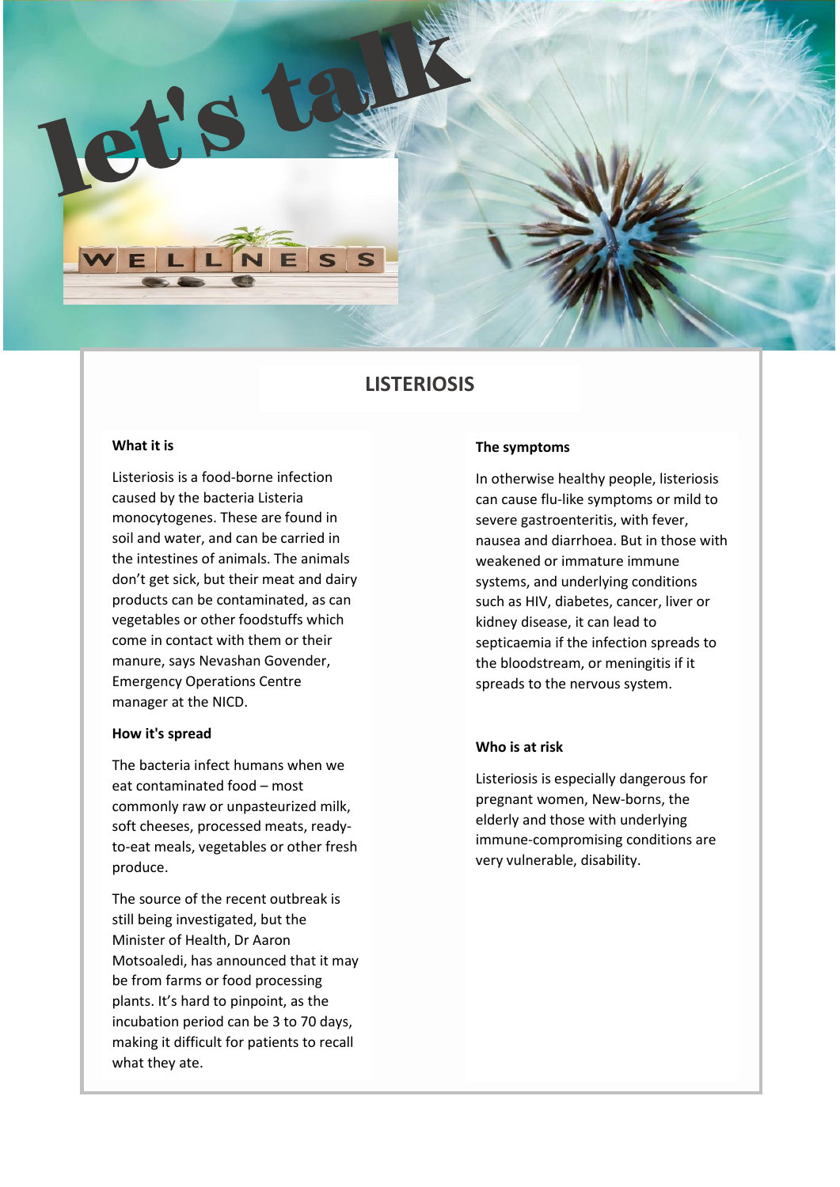let's talk

WELLNESS

# LISTERIOSIS

### What it is

Listeriosis is a food-borne infection caused by the bacteria Listeria monocytogenes. These are found in soil and water, and can be carried in the intestines of animals. The animals don't get sick, but their meat and dairy products can be contaminated, as can vegetables or other foodstuffs which come in contact with them or their manure, says Nevashan Govender, Emergency Operations Centre manager at the NICD.

### How it's spread

The bacteria infect humans when we eat contaminated food – most commonly raw or unpasteurized milk, soft cheeses, processed meats, ready-to-eat meals, vegetables or other fresh produce.

The source of the recent outbreak is still being investigated, but the Minister of Health, Dr Aaron Motsoaledi, has announced that it may be from farms or food processing plants. It's hard to pinpoint, as the incubation period can be 3 to 70 days, making it difficult for patients to recall what they ate.

### The symptoms

In otherwise healthy people, listeriosis can cause flu-like symptoms or mild to severe gastroenteritis, with fever, nausea and diarrhoea. But in those with weakened or immature immune systems, and underlying conditions such as HIV, diabetes, cancer, liver or kidney disease, it can lead to septicaemia if the infection spreads to the bloodstream, or meningitis if it spreads to the nervous system.

### Who is at risk

Listeriosis is especially dangerous for pregnant women, New-borns, the elderly and those with underlying immune-compromising conditions are very vulnerable, disability.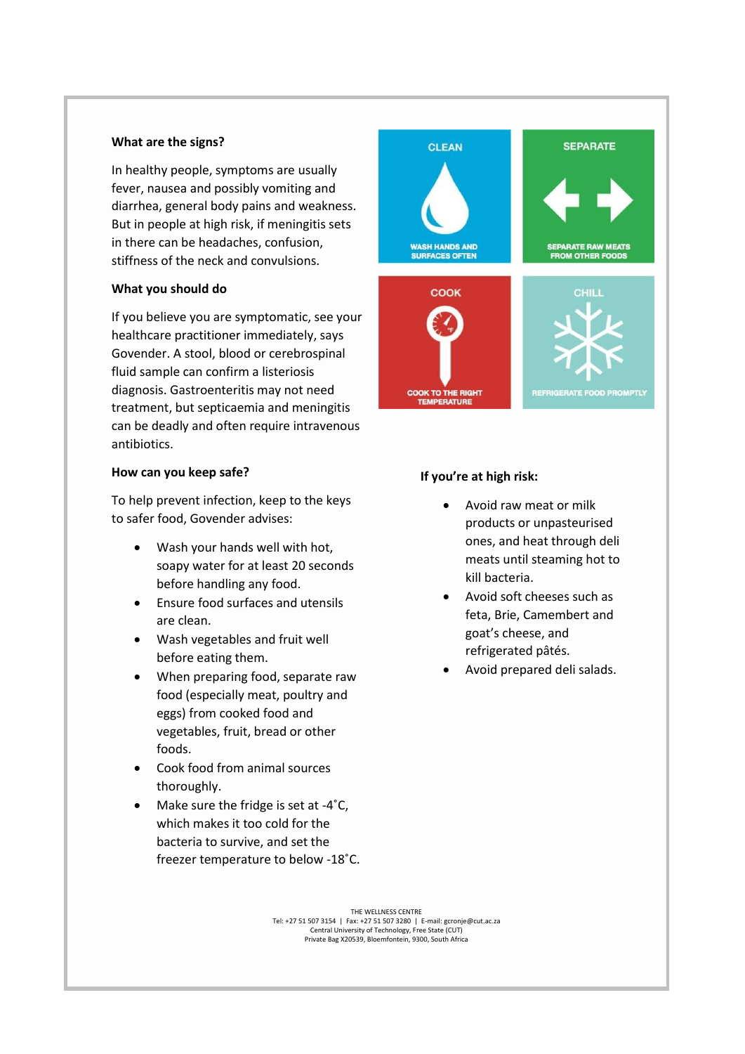**What are the signs?**

In healthy people, symptoms are usually fever, nausea and possibly vomiting and diarrhea, general body pains and weakness. But in people at high risk, if meningitis sets in there can be headaches, confusion, stiffness of the neck and convulsions.

**What you should do**

If you believe you are symptomatic, see your healthcare practitioner immediately, says Govender. A stool, blood or cerebrospinal fluid sample can confirm a listeriosis diagnosis. Gastroenteritis may not need treatment, but septicaemia and meningitis can be deadly and often require intravenous antibiotics.

**How can you keep safe?**

To help prevent infection, keep to the keys to safer food, Govender advises:

- Wash your hands well with hot, soapy water for at least 20 seconds before handling any food.
- Ensure food surfaces and utensils are clean.
- Wash vegetables and fruit well before eating them.
- When preparing food, separate raw food (especially meat, poultry and eggs) from cooked food and vegetables, fruit, bread or other foods.
- Cook food from animal sources thoroughly.
- Make sure the fridge is set at -4˚C, which makes it too cold for the bacteria to survive, and set the freezer temperature to below -18˚C.

CLEAN
WASH HANDS AND SURFACES OFTEN

SEPARATE
SEPARATE RAW MEATS FROM OTHER FOODS

COOK
COOK TO THE RIGHT TEMPERATURE

CHILL
REFRIGERATE FOOD PROMPTLY

**If you're at high risk:**

- Avoid raw meat or milk products or unpasteurised ones, and heat through deli meats until steaming hot to kill bacteria.
- Avoid soft cheeses such as feta, Brie, Camembert and goat's cheese, and refrigerated pâtés.
- Avoid prepared deli salads.

THE WELLNESS CENTRE
Tel: +27 51 507 3154 | Fax: +27 51 507 3280 | E-mail: gcronje@cut.ac.za
Central University of Technology, Free State (CUT)
Private Bag X20539, Bloemfontein, 9300, South Africa